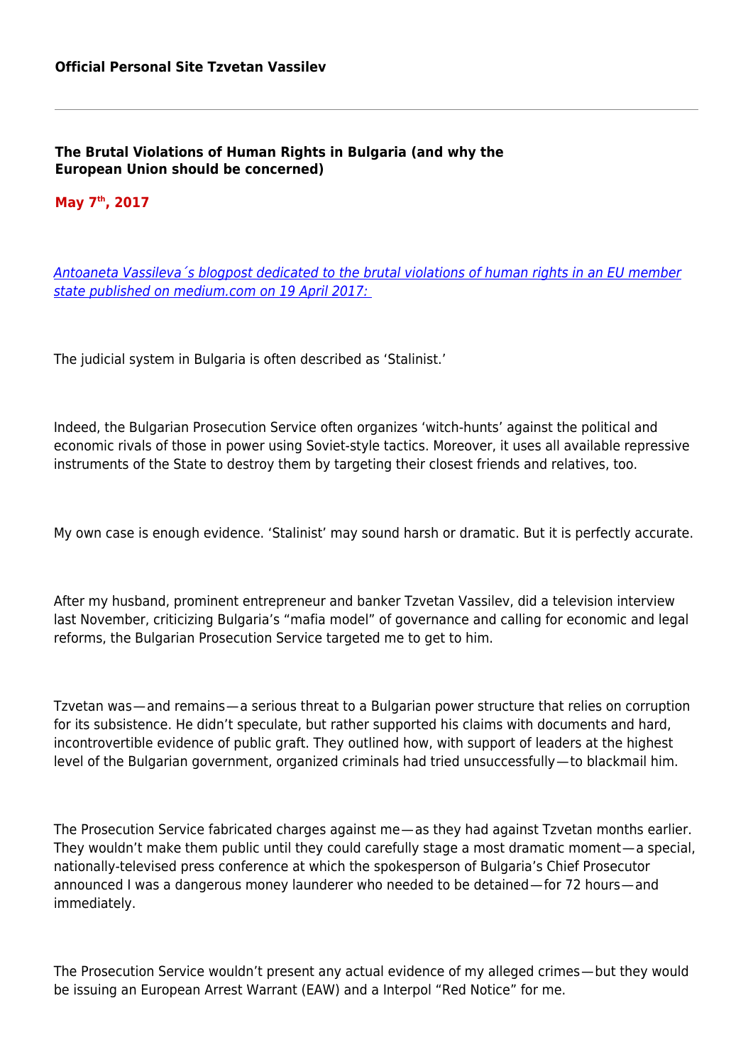**Official Personal Site Tzvetan Vassilev**

---

## The Brutal Violations of Human Rights in Bulgaria (and why the European Union should be concerned)

**May 7th, 2017**

*Antoaneta Vassileva´s blogpost dedicated to the brutal violations of human rights in an EU member state published on medium.com on 19 April 2017:*

The judicial system in Bulgaria is often described as 'Stalinist.'

Indeed, the Bulgarian Prosecution Service often organizes 'witch-hunts' against the political and economic rivals of those in power using Soviet-style tactics. Moreover, it uses all available repressive instruments of the State to destroy them by targeting their closest friends and relatives, too.

My own case is enough evidence. 'Stalinist' may sound harsh or dramatic. But it is perfectly accurate.

After my husband, prominent entrepreneur and banker Tzvetan Vassilev, did a television interview last November, criticizing Bulgaria's "mafia model" of governance and calling for economic and legal reforms, the Bulgarian Prosecution Service targeted me to get to him.

Tzvetan was — and remains — a serious threat to a Bulgarian power structure that relies on corruption for its subsistence. He didn't speculate, but rather supported his claims with documents and hard, incontrovertible evidence of public graft. They outlined how, with support of leaders at the highest level of the Bulgarian government, organized criminals had tried unsuccessfully — to blackmail him.

The Prosecution Service fabricated charges against me — as they had against Tzvetan months earlier. They wouldn't make them public until they could carefully stage a most dramatic moment — a special, nationally-televised press conference at which the spokesperson of Bulgaria's Chief Prosecutor announced I was a dangerous money launderer who needed to be detained — for 72 hours — and immediately.

The Prosecution Service wouldn't present any actual evidence of my alleged crimes — but they would be issuing an European Arrest Warrant (EAW) and a Interpol "Red Notice" for me.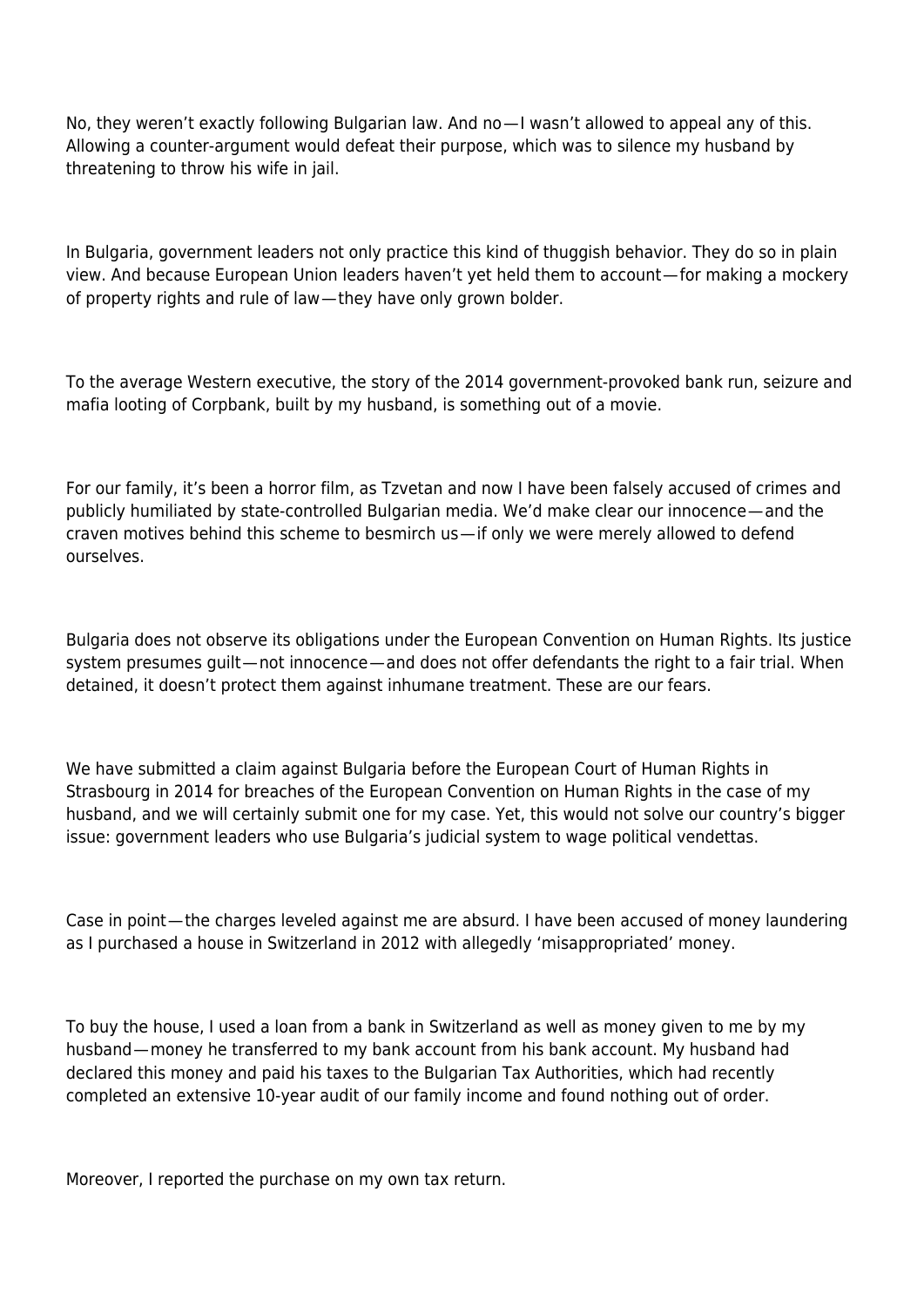No, they weren't exactly following Bulgarian law. And no — I wasn't allowed to appeal any of this. Allowing a counter-argument would defeat their purpose, which was to silence my husband by threatening to throw his wife in jail.

In Bulgaria, government leaders not only practice this kind of thuggish behavior. They do so in plain view. And because European Union leaders haven't yet held them to account — for making a mockery of property rights and rule of law — they have only grown bolder.

To the average Western executive, the story of the 2014 government-provoked bank run, seizure and mafia looting of Corpbank, built by my husband, is something out of a movie.

For our family, it's been a horror film, as Tzvetan and now I have been falsely accused of crimes and publicly humiliated by state-controlled Bulgarian media. We'd make clear our innocence — and the craven motives behind this scheme to besmirch us — if only we were merely allowed to defend ourselves.

Bulgaria does not observe its obligations under the European Convention on Human Rights. Its justice system presumes guilt — not innocence — and does not offer defendants the right to a fair trial. When detained, it doesn't protect them against inhumane treatment. These are our fears.

We have submitted a claim against Bulgaria before the European Court of Human Rights in Strasbourg in 2014 for breaches of the European Convention on Human Rights in the case of my husband, and we will certainly submit one for my case. Yet, this would not solve our country's bigger issue: government leaders who use Bulgaria's judicial system to wage political vendettas.

Case in point — the charges leveled against me are absurd. I have been accused of money laundering as I purchased a house in Switzerland in 2012 with allegedly 'misappropriated' money.

To buy the house, I used a loan from a bank in Switzerland as well as money given to me by my husband — money he transferred to my bank account from his bank account. My husband had declared this money and paid his taxes to the Bulgarian Tax Authorities, which had recently completed an extensive 10-year audit of our family income and found nothing out of order.

Moreover, I reported the purchase on my own tax return.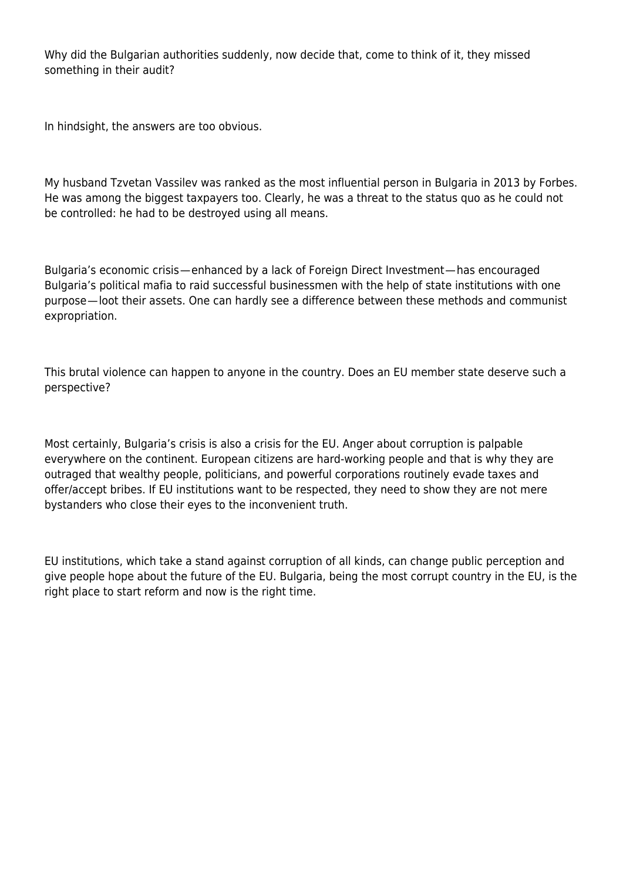Why did the Bulgarian authorities suddenly, now decide that, come to think of it, they missed something in their audit?

In hindsight, the answers are too obvious.

My husband Tzvetan Vassilev was ranked as the most influential person in Bulgaria in 2013 by Forbes. He was among the biggest taxpayers too. Clearly, he was a threat to the status quo as he could not be controlled: he had to be destroyed using all means.

Bulgaria's economic crisis—enhanced by a lack of Foreign Direct Investment—has encouraged Bulgaria's political mafia to raid successful businessmen with the help of state institutions with one purpose—loot their assets. One can hardly see a difference between these methods and communist expropriation.

This brutal violence can happen to anyone in the country. Does an EU member state deserve such a perspective?

Most certainly, Bulgaria's crisis is also a crisis for the EU. Anger about corruption is palpable everywhere on the continent. European citizens are hard-working people and that is why they are outraged that wealthy people, politicians, and powerful corporations routinely evade taxes and offer/accept bribes. If EU institutions want to be respected, they need to show they are not mere bystanders who close their eyes to the inconvenient truth.

EU institutions, which take a stand against corruption of all kinds, can change public perception and give people hope about the future of the EU. Bulgaria, being the most corrupt country in the EU, is the right place to start reform and now is the right time.